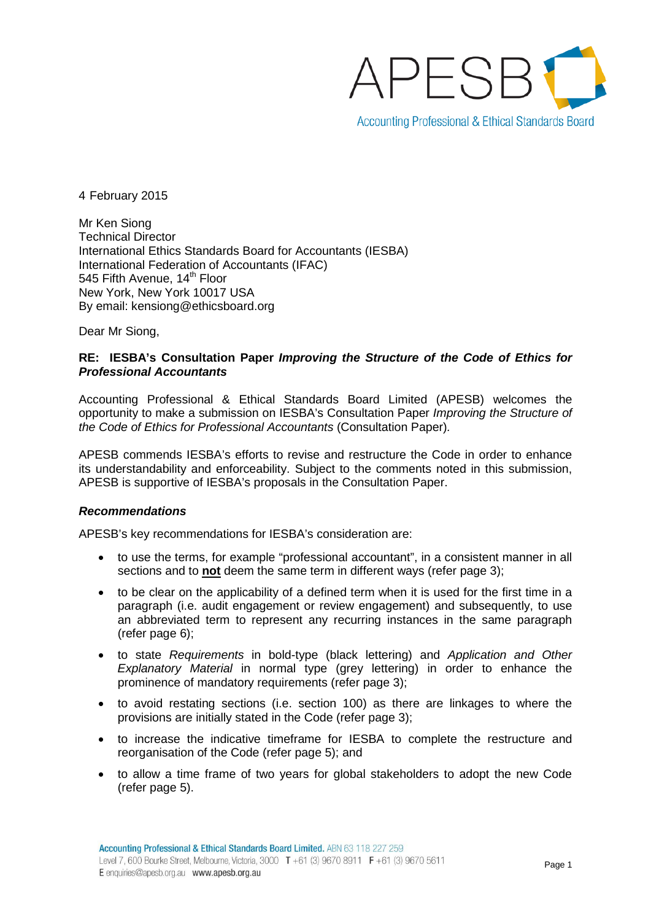4 February 2015

Mr Ken Siong
Technical Director
International Ethics Standards Board for Accountants (IESBA)
International Federation of Accountants (IFAC)
545 Fifth Avenue, 14th Floor
New York, New York 10017 USA
By email: kensiong@ethicsboard.org

Dear Mr Siong,

**RE: IESBA's Consultation Paper *Improving the Structure of the Code of Ethics for Professional Accountants***

Accounting Professional & Ethical Standards Board Limited (APESB) welcomes the opportunity to make a submission on IESBA's Consultation Paper *Improving the Structure of the Code of Ethics for Professional Accountants* (Consultation Paper).

APESB commends IESBA's efforts to revise and restructure the Code in order to enhance its understandability and enforceability. Subject to the comments noted in this submission, APESB is supportive of IESBA's proposals in the Consultation Paper.

***Recommendations***

APESB's key recommendations for IESBA's consideration are:

- to use the terms, for example "professional accountant", in a consistent manner in all sections and to **not** deem the same term in different ways (refer page 3);
- to be clear on the applicability of a defined term when it is used for the first time in a paragraph (i.e. audit engagement or review engagement) and subsequently, to use an abbreviated term to represent any recurring instances in the same paragraph (refer page 6);
- to state *Requirements* in bold-type (black lettering) and *Application and Other Explanatory Material* in normal type (grey lettering) in order to enhance the prominence of mandatory requirements (refer page 3);
- to avoid restating sections (i.e. section 100) as there are linkages to where the provisions are initially stated in the Code (refer page 3);
- to increase the indicative timeframe for IESBA to complete the restructure and reorganisation of the Code (refer page 5); and
- to allow a time frame of two years for global stakeholders to adopt the new Code (refer page 5).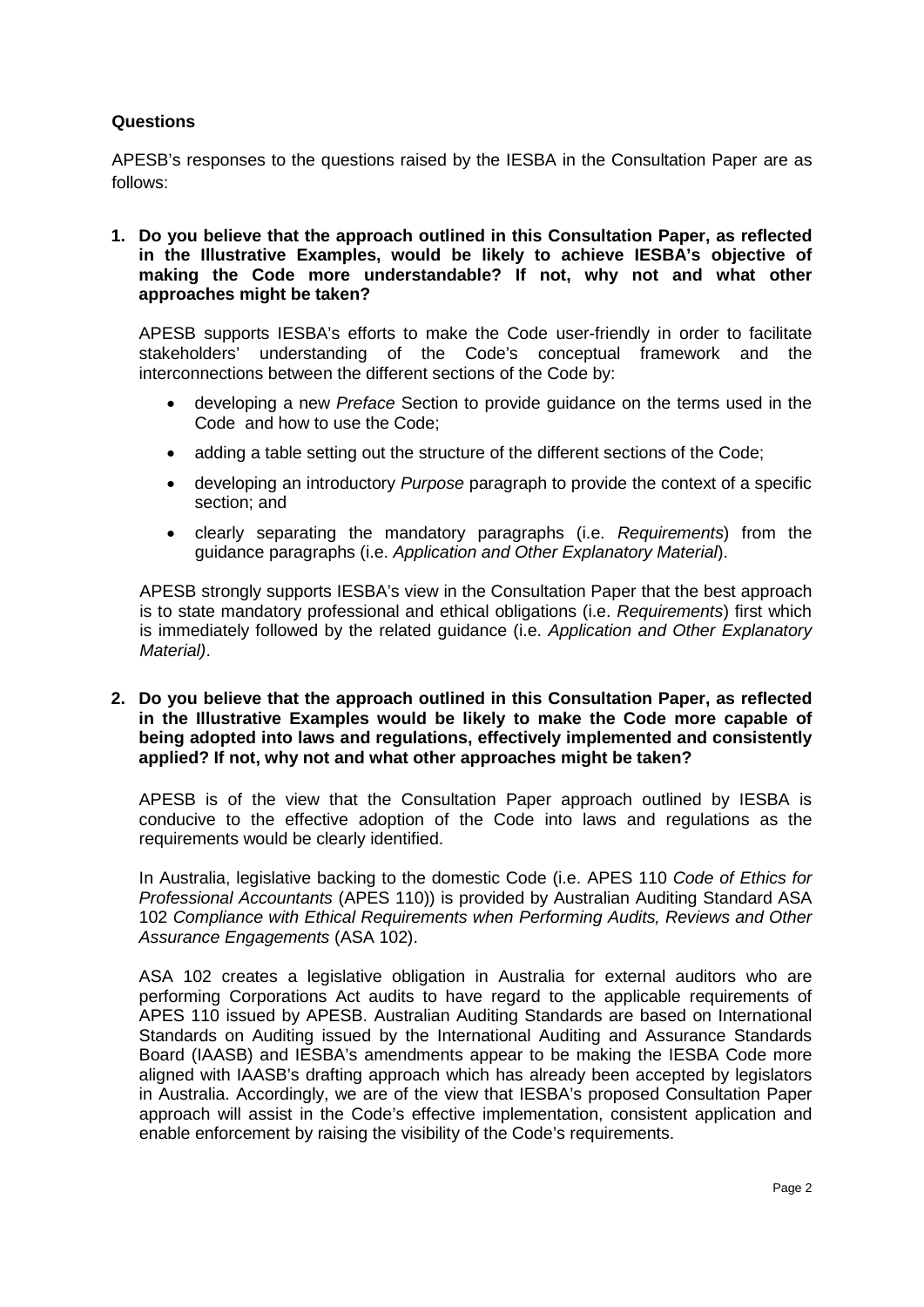**Questions**

APESB's responses to the questions raised by the IESBA in the Consultation Paper are as follows:

**1. Do you believe that the approach outlined in this Consultation Paper, as reflected in the Illustrative Examples, would be likely to achieve IESBA's objective of making the Code more understandable? If not, why not and what other approaches might be taken?**

APESB supports IESBA's efforts to make the Code user-friendly in order to facilitate stakeholders' understanding of the Code's conceptual framework and the interconnections between the different sections of the Code by:

- developing a new *Preface* Section to provide guidance on the terms used in the Code and how to use the Code;
- adding a table setting out the structure of the different sections of the Code;
- developing an introductory *Purpose* paragraph to provide the context of a specific section; and
- clearly separating the mandatory paragraphs (i.e. *Requirements*) from the guidance paragraphs (i.e. *Application and Other Explanatory Material*).

APESB strongly supports IESBA's view in the Consultation Paper that the best approach is to state mandatory professional and ethical obligations (i.e. *Requirements*) first which is immediately followed by the related guidance (i.e. *Application and Other Explanatory Material)*.

**2. Do you believe that the approach outlined in this Consultation Paper, as reflected in the Illustrative Examples would be likely to make the Code more capable of being adopted into laws and regulations, effectively implemented and consistently applied? If not, why not and what other approaches might be taken?**

APESB is of the view that the Consultation Paper approach outlined by IESBA is conducive to the effective adoption of the Code into laws and regulations as the requirements would be clearly identified.

In Australia, legislative backing to the domestic Code (i.e. APES 110 *Code of Ethics for Professional Accountants* (APES 110)) is provided by Australian Auditing Standard ASA 102 *Compliance with Ethical Requirements when Performing Audits, Reviews and Other Assurance Engagements* (ASA 102).

ASA 102 creates a legislative obligation in Australia for external auditors who are performing Corporations Act audits to have regard to the applicable requirements of APES 110 issued by APESB. Australian Auditing Standards are based on International Standards on Auditing issued by the International Auditing and Assurance Standards Board (IAASB) and IESBA's amendments appear to be making the IESBA Code more aligned with IAASB's drafting approach which has already been accepted by legislators in Australia. Accordingly, we are of the view that IESBA's proposed Consultation Paper approach will assist in the Code's effective implementation, consistent application and enable enforcement by raising the visibility of the Code's requirements.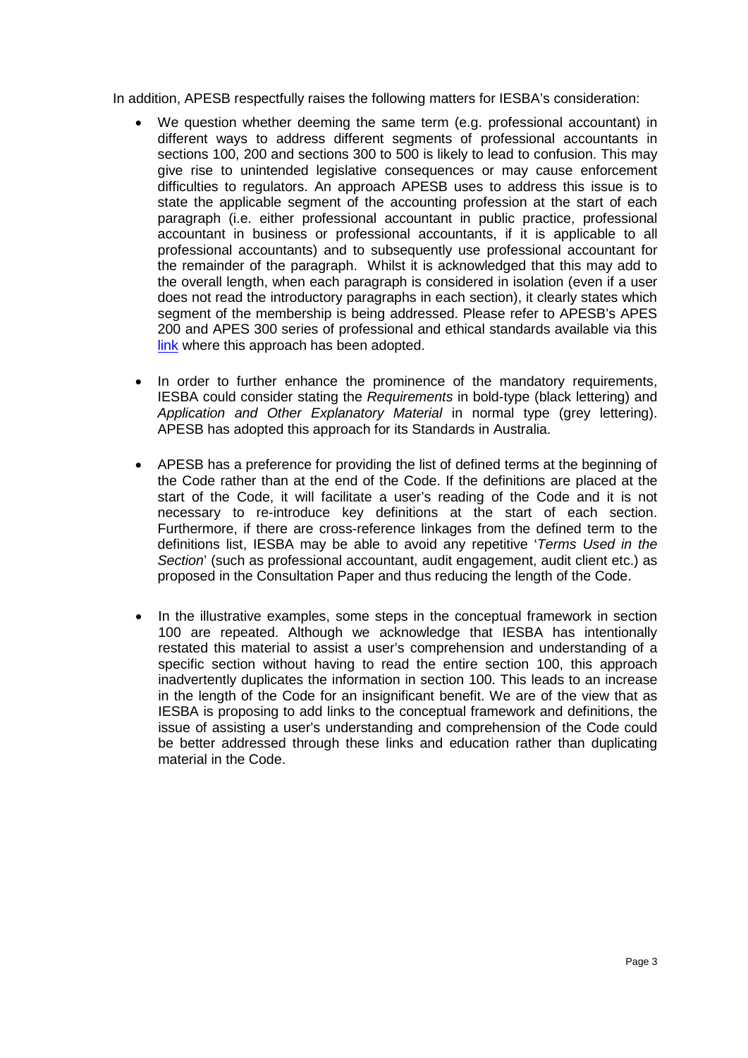In addition, APESB respectfully raises the following matters for IESBA's consideration:

- We question whether deeming the same term (e.g. professional accountant) in different ways to address different segments of professional accountants in sections 100, 200 and sections 300 to 500 is likely to lead to confusion. This may give rise to unintended legislative consequences or may cause enforcement difficulties to regulators. An approach APESB uses to address this issue is to state the applicable segment of the accounting profession at the start of each paragraph (i.e. either professional accountant in public practice, professional accountant in business or professional accountants, if it is applicable to all professional accountants) and to subsequently use professional accountant for the remainder of the paragraph. Whilst it is acknowledged that this may add to the overall length, when each paragraph is considered in isolation (even if a user does not read the introductory paragraphs in each section), it clearly states which segment of the membership is being addressed. Please refer to APESB's APES 200 and APES 300 series of professional and ethical standards available via this link where this approach has been adopted.

- In order to further enhance the prominence of the mandatory requirements, IESBA could consider stating the *Requirements* in bold-type (black lettering) and *Application and Other Explanatory Material* in normal type (grey lettering). APESB has adopted this approach for its Standards in Australia.

- APESB has a preference for providing the list of defined terms at the beginning of the Code rather than at the end of the Code. If the definitions are placed at the start of the Code, it will facilitate a user's reading of the Code and it is not necessary to re-introduce key definitions at the start of each section. Furthermore, if there are cross-reference linkages from the defined term to the definitions list, IESBA may be able to avoid any repetitive '*Terms Used in the Section*' (such as professional accountant, audit engagement, audit client etc.) as proposed in the Consultation Paper and thus reducing the length of the Code.

- In the illustrative examples, some steps in the conceptual framework in section 100 are repeated. Although we acknowledge that IESBA has intentionally restated this material to assist a user's comprehension and understanding of a specific section without having to read the entire section 100, this approach inadvertently duplicates the information in section 100. This leads to an increase in the length of the Code for an insignificant benefit. We are of the view that as IESBA is proposing to add links to the conceptual framework and definitions, the issue of assisting a user's understanding and comprehension of the Code could be better addressed through these links and education rather than duplicating material in the Code.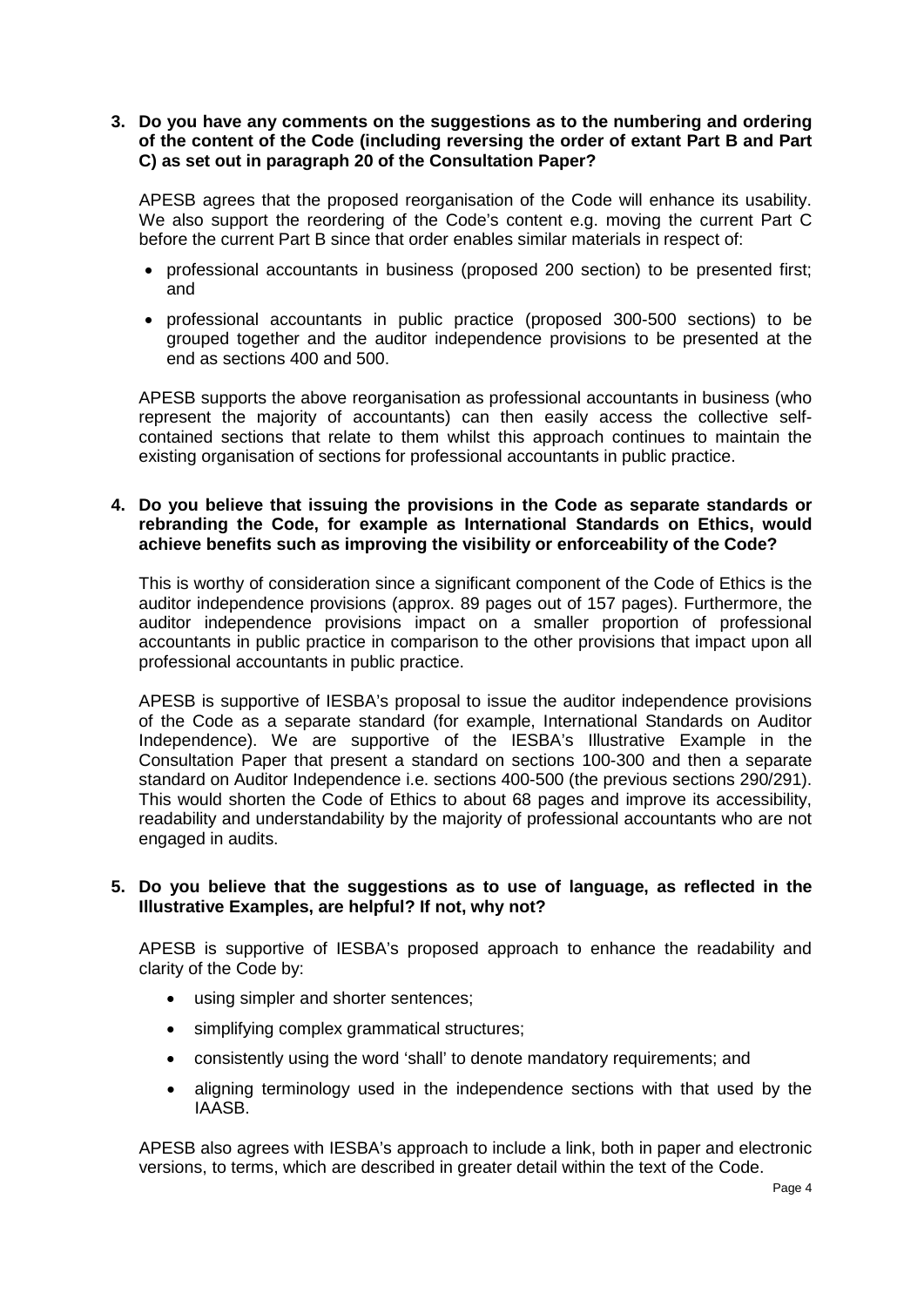**3. Do you have any comments on the suggestions as to the numbering and ordering of the content of the Code (including reversing the order of extant Part B and Part C) as set out in paragraph 20 of the Consultation Paper?**

APESB agrees that the proposed reorganisation of the Code will enhance its usability. We also support the reordering of the Code's content e.g. moving the current Part C before the current Part B since that order enables similar materials in respect of:

- professional accountants in business (proposed 200 section) to be presented first; and
- professional accountants in public practice (proposed 300-500 sections) to be grouped together and the auditor independence provisions to be presented at the end as sections 400 and 500.

APESB supports the above reorganisation as professional accountants in business (who represent the majority of accountants) can then easily access the collective self-contained sections that relate to them whilst this approach continues to maintain the existing organisation of sections for professional accountants in public practice.

**4. Do you believe that issuing the provisions in the Code as separate standards or rebranding the Code, for example as International Standards on Ethics, would achieve benefits such as improving the visibility or enforceability of the Code?**

This is worthy of consideration since a significant component of the Code of Ethics is the auditor independence provisions (approx. 89 pages out of 157 pages). Furthermore, the auditor independence provisions impact on a smaller proportion of professional accountants in public practice in comparison to the other provisions that impact upon all professional accountants in public practice.

APESB is supportive of IESBA's proposal to issue the auditor independence provisions of the Code as a separate standard (for example, International Standards on Auditor Independence). We are supportive of the IESBA's Illustrative Example in the Consultation Paper that present a standard on sections 100-300 and then a separate standard on Auditor Independence i.e. sections 400-500 (the previous sections 290/291). This would shorten the Code of Ethics to about 68 pages and improve its accessibility, readability and understandability by the majority of professional accountants who are not engaged in audits.

**5. Do you believe that the suggestions as to use of language, as reflected in the Illustrative Examples, are helpful? If not, why not?**

APESB is supportive of IESBA's proposed approach to enhance the readability and clarity of the Code by:

- using simpler and shorter sentences;
- simplifying complex grammatical structures;
- consistently using the word 'shall' to denote mandatory requirements; and
- aligning terminology used in the independence sections with that used by the IAASB.

APESB also agrees with IESBA's approach to include a link, both in paper and electronic versions, to terms, which are described in greater detail within the text of the Code.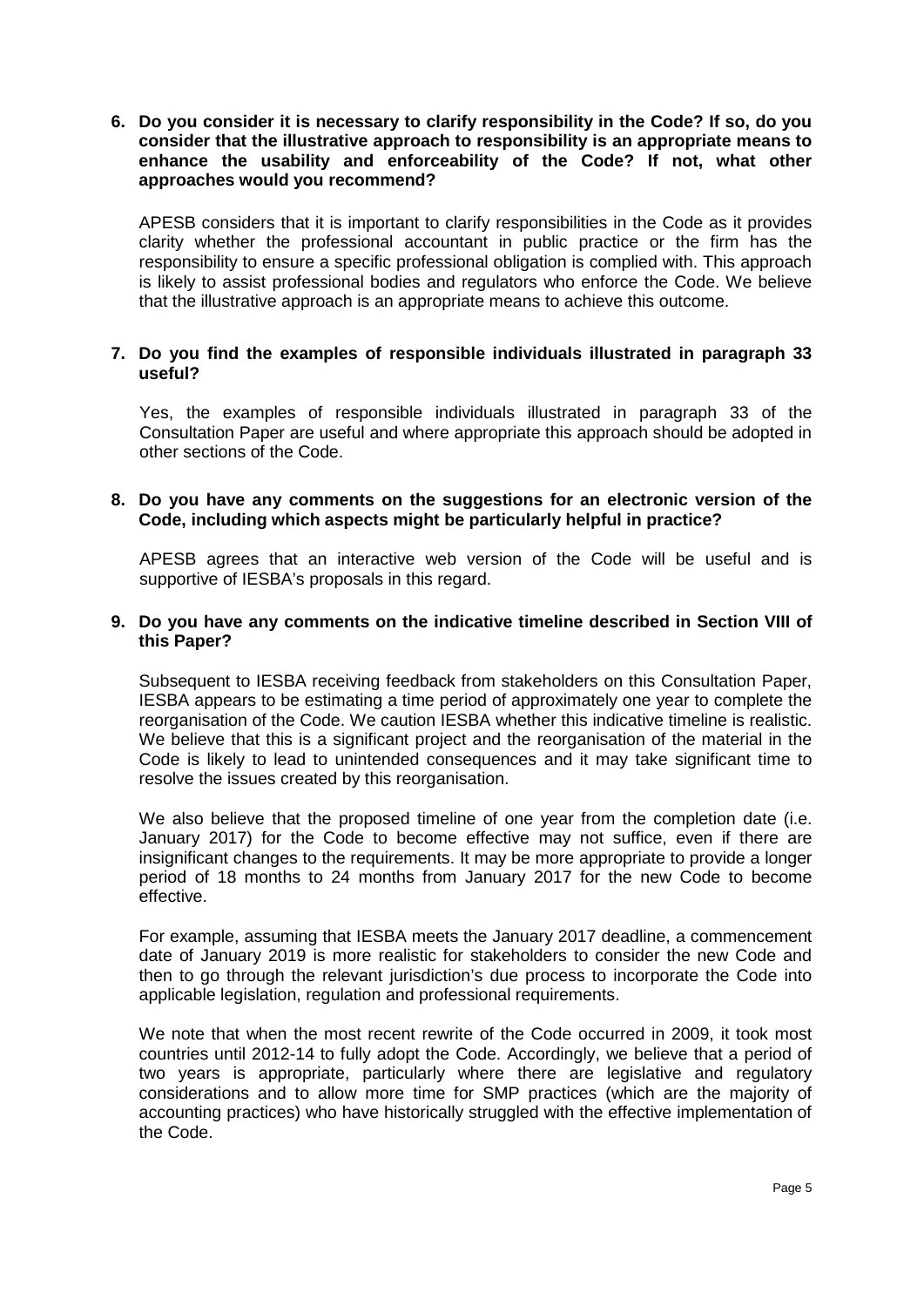**6. Do you consider it is necessary to clarify responsibility in the Code? If so, do you consider that the illustrative approach to responsibility is an appropriate means to enhance the usability and enforceability of the Code? If not, what other approaches would you recommend?**

APESB considers that it is important to clarify responsibilities in the Code as it provides clarity whether the professional accountant in public practice or the firm has the responsibility to ensure a specific professional obligation is complied with. This approach is likely to assist professional bodies and regulators who enforce the Code. We believe that the illustrative approach is an appropriate means to achieve this outcome.

**7. Do you find the examples of responsible individuals illustrated in paragraph 33 useful?**

Yes, the examples of responsible individuals illustrated in paragraph 33 of the Consultation Paper are useful and where appropriate this approach should be adopted in other sections of the Code.

**8. Do you have any comments on the suggestions for an electronic version of the Code, including which aspects might be particularly helpful in practice?**

APESB agrees that an interactive web version of the Code will be useful and is supportive of IESBA's proposals in this regard.

**9. Do you have any comments on the indicative timeline described in Section VIII of this Paper?**

Subsequent to IESBA receiving feedback from stakeholders on this Consultation Paper, IESBA appears to be estimating a time period of approximately one year to complete the reorganisation of the Code. We caution IESBA whether this indicative timeline is realistic. We believe that this is a significant project and the reorganisation of the material in the Code is likely to lead to unintended consequences and it may take significant time to resolve the issues created by this reorganisation.

We also believe that the proposed timeline of one year from the completion date (i.e. January 2017) for the Code to become effective may not suffice, even if there are insignificant changes to the requirements. It may be more appropriate to provide a longer period of 18 months to 24 months from January 2017 for the new Code to become effective.

For example, assuming that IESBA meets the January 2017 deadline, a commencement date of January 2019 is more realistic for stakeholders to consider the new Code and then to go through the relevant jurisdiction's due process to incorporate the Code into applicable legislation, regulation and professional requirements.

We note that when the most recent rewrite of the Code occurred in 2009, it took most countries until 2012-14 to fully adopt the Code. Accordingly, we believe that a period of two years is appropriate, particularly where there are legislative and regulatory considerations and to allow more time for SMP practices (which are the majority of accounting practices) who have historically struggled with the effective implementation of the Code.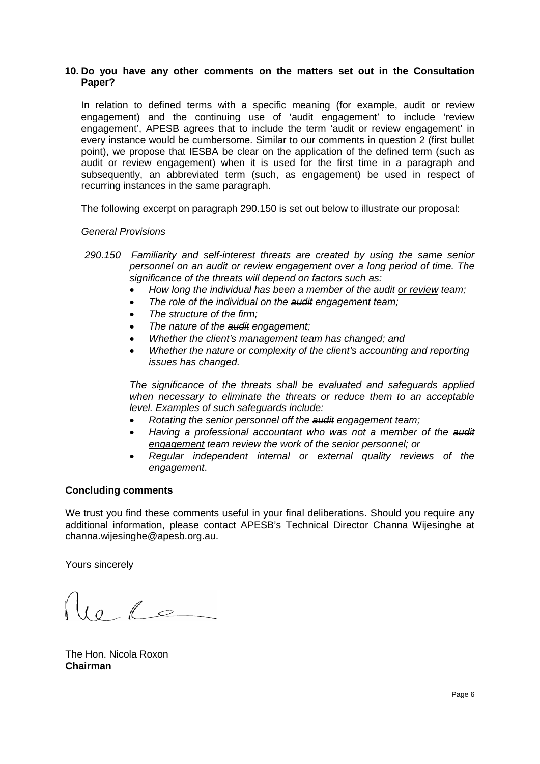**10. Do you have any other comments on the matters set out in the Consultation Paper?**

In relation to defined terms with a specific meaning (for example, audit or review engagement) and the continuing use of 'audit engagement' to include 'review engagement', APESB agrees that to include the term 'audit or review engagement' in every instance would be cumbersome. Similar to our comments in question 2 (first bullet point), we propose that IESBA be clear on the application of the defined term (such as audit or review engagement) when it is used for the first time in a paragraph and subsequently, an abbreviated term (such, as engagement) be used in respect of recurring instances in the same paragraph.

The following excerpt on paragraph 290.150 is set out below to illustrate our proposal:

*General Provisions*

*290.150 Familiarity and self-interest threats are created by using the same senior personnel on an audit <u>or review</u> engagement over a long period of time. The significance of the threats will depend on factors such as:*

- *How long the individual has been a member of the audit <u>or review</u> team;*
- *The role of the individual on the ~~audit~~ <u>engagement</u> team;*
- *The structure of the firm;*
- *The nature of the ~~audit~~ engagement;*
- *Whether the client's management team has changed; and*
- *Whether the nature or complexity of the client's accounting and reporting issues has changed.*

*The significance of the threats shall be evaluated and safeguards applied when necessary to eliminate the threats or reduce them to an acceptable level. Examples of such safeguards include:*

- *Rotating the senior personnel off the ~~audit~~ <u>engagement</u> team;*
- *Having a professional accountant who was not a member of the ~~audit~~ <u>engagement</u> team review the work of the senior personnel; or*
- *Regular independent internal or external quality reviews of the engagement.*

**Concluding comments**

We trust you find these comments useful in your final deliberations. Should you require any additional information, please contact APESB's Technical Director Channa Wijesinghe at channa.wijesinghe@apesb.org.au.

Yours sincerely

The Hon. Nicola Roxon
**Chairman**